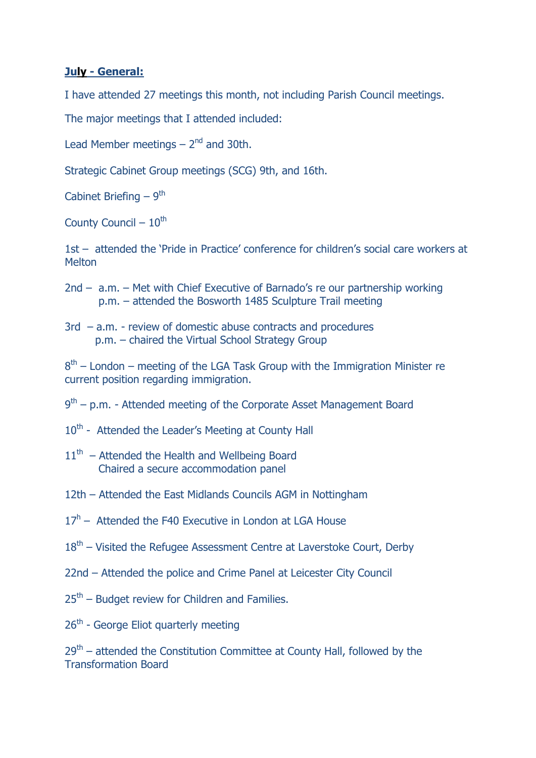**July - General:**

I have attended 27 meetings this month, not including Parish Council meetings.

The major meetings that I attended included:

Lead Member meetings – 2nd and 30th.

Strategic Cabinet Group meetings (SCG) 9th, and 16th.

Cabinet Briefing – 9th

County Council – 10th

1st – attended the 'Pride in Practice' conference for children's social care workers at Melton

2nd – a.m. – Met with Chief Executive of Barnado's re our partnership working
p.m. – attended the Bosworth 1485 Sculpture Trail meeting

3rd – a.m. - review of domestic abuse contracts and procedures
p.m. – chaired the Virtual School Strategy Group

8th – London – meeting of the LGA Task Group with the Immigration Minister re current position regarding immigration.

9th – p.m. - Attended meeting of the Corporate Asset Management Board

10th - Attended the Leader's Meeting at County Hall

11th – Attended the Health and Wellbeing Board
Chaired a secure accommodation panel

12th – Attended the East Midlands Councils AGM in Nottingham

17h – Attended the F40 Executive in London at LGA House

18th – Visited the Refugee Assessment Centre at Laverstoke Court, Derby

22nd – Attended the police and Crime Panel at Leicester City Council

25th – Budget review for Children and Families.

26th - George Eliot quarterly meeting

29th – attended the Constitution Committee at County Hall, followed by the Transformation Board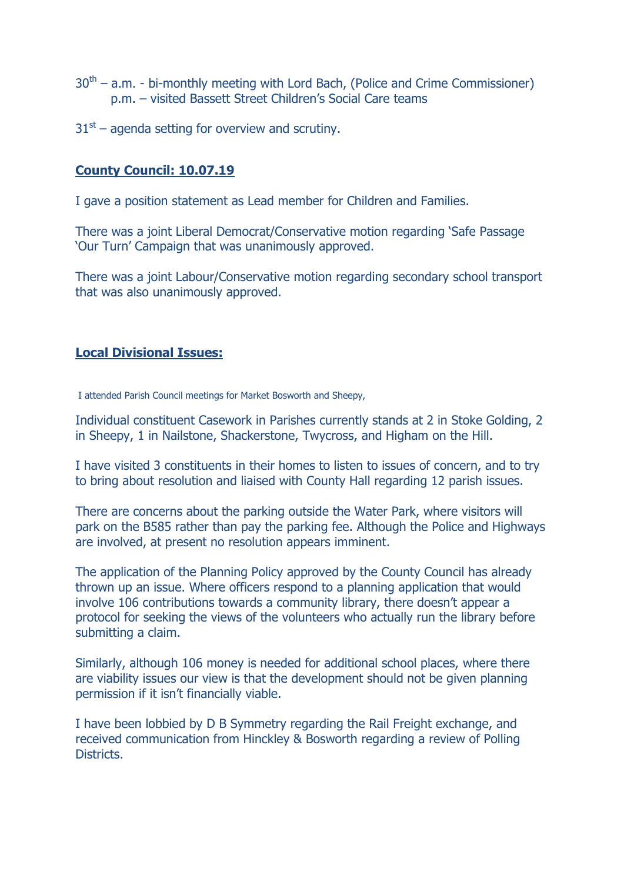30th – a.m. - bi-monthly meeting with Lord Bach, (Police and Crime Commissioner)
p.m. – visited Bassett Street Children's Social Care teams

31st – agenda setting for overview and scrutiny.

**County Council: 10.07.19**

I gave a position statement as Lead member for Children and Families.

There was a joint Liberal Democrat/Conservative motion regarding 'Safe Passage 'Our Turn' Campaign that was unanimously approved.

There was a joint Labour/Conservative motion regarding secondary school transport that was also unanimously approved.

**Local Divisional Issues:**

I attended Parish Council meetings for Market Bosworth and Sheepy,

Individual constituent Casework in Parishes currently stands at 2 in Stoke Golding, 2 in Sheepy, 1 in Nailstone, Shackerstone, Twycross, and Higham on the Hill.

I have visited 3 constituents in their homes to listen to issues of concern, and to try to bring about resolution and liaised with County Hall regarding 12 parish issues.

There are concerns about the parking outside the Water Park, where visitors will park on the B585 rather than pay the parking fee. Although the Police and Highways are involved, at present no resolution appears imminent.

The application of the Planning Policy approved by the County Council has already thrown up an issue. Where officers respond to a planning application that would involve 106 contributions towards a community library, there doesn't appear a protocol for seeking the views of the volunteers who actually run the library before submitting a claim.

Similarly, although 106 money is needed for additional school places, where there are viability issues our view is that the development should not be given planning permission if it isn't financially viable.

I have been lobbied by D B Symmetry regarding the Rail Freight exchange, and received communication from Hinckley & Bosworth regarding a review of Polling Districts.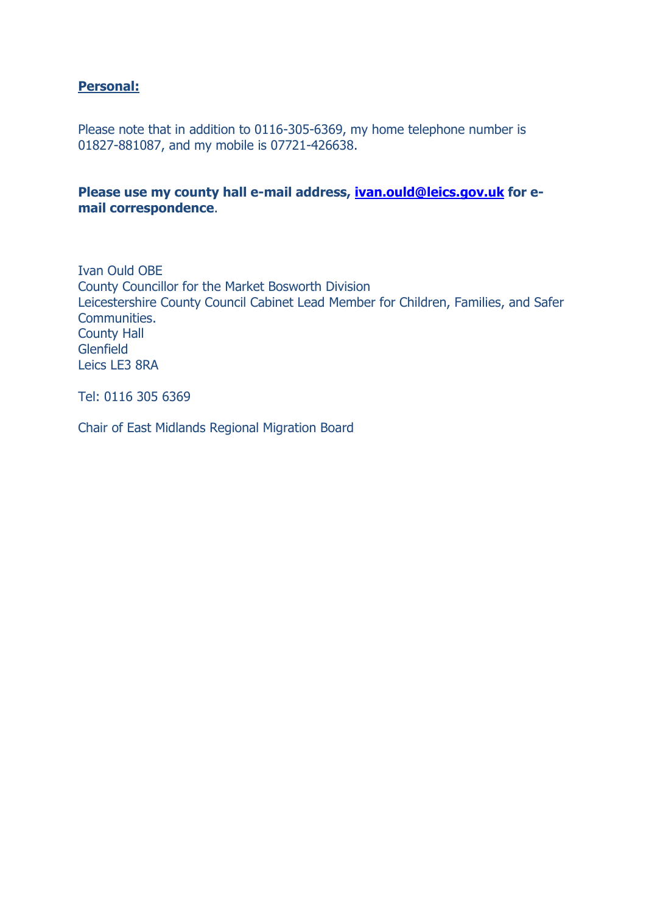**Personal:**

Please note that in addition to 0116-305-6369, my home telephone number is 01827-881087, and my mobile is 07721-426638.

**Please use my county hall e-mail address, ivan.ould@leics.gov.uk for e-mail correspondence**.

Ivan Ould OBE
County Councillor for the Market Bosworth Division
Leicestershire County Council Cabinet Lead Member for Children, Families, and Safer Communities.
County Hall
Glenfield
Leics LE3 8RA

Tel: 0116 305 6369

Chair of East Midlands Regional Migration Board